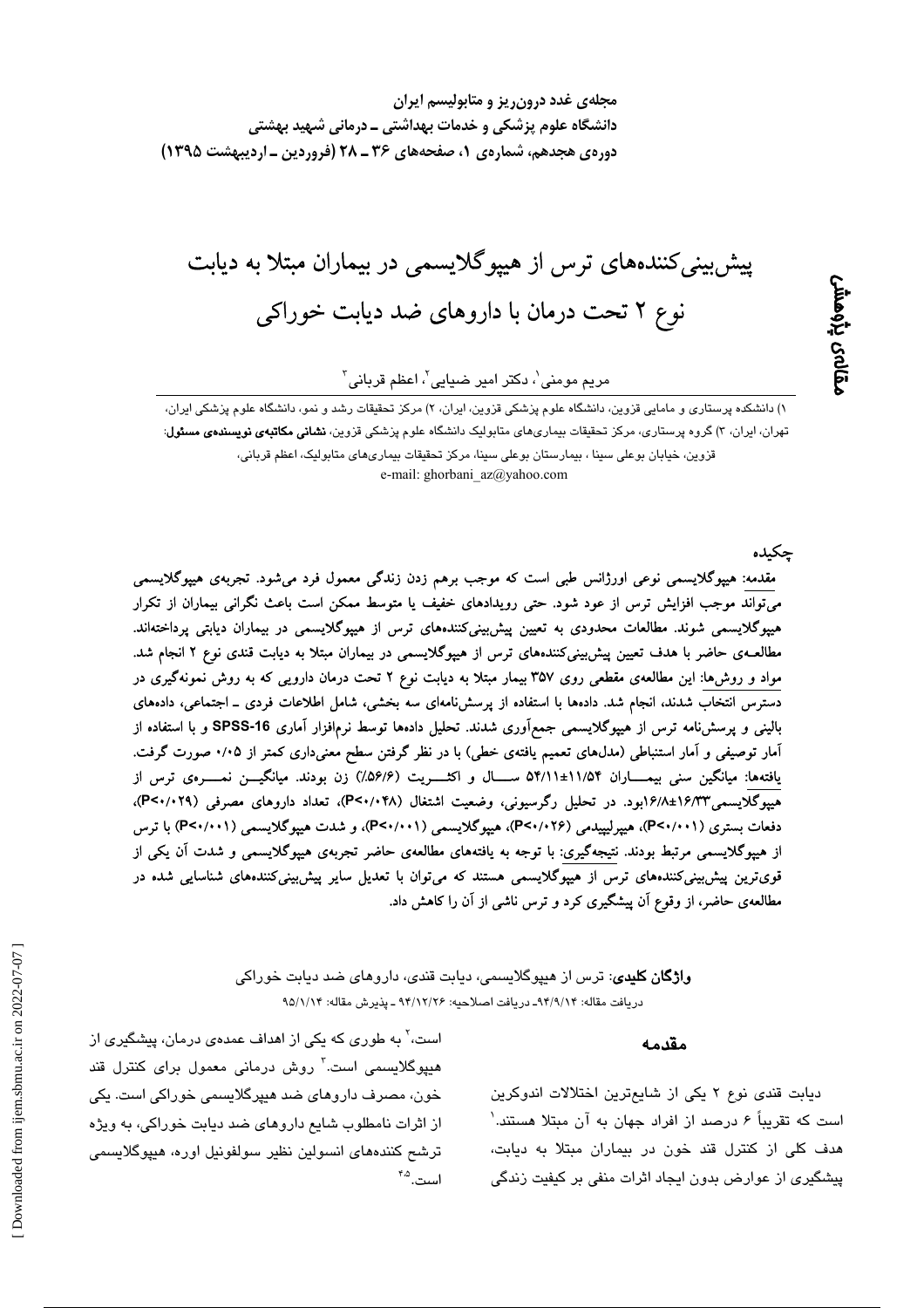مجله‌ی غدد درون‌ریز و متابولیسم ایران
دانشگاه علوم پزشکی و خدمات بهداشتی ـ درمانی شهید بهشتی
دوره‌ی هجدهم، شماره‌ی ۱، صفحه‌های ۳۶ ـ ۲۸ (فروردین ـ اردیبهشت ۱۳۹۵)

مقاله‌ی پژوهشی

# پیش‌بینی‌کننده‌های ترس از هیپوگلایسمی در بیماران مبتلا به دیابت نوع ۲ تحت درمان با داروهای ضد دیابت خوراکی

مریم مومنی[۱]، دکتر امیر ضیایی[۲]، اعظم قربانی[۳]

۱) دانشکده پرستاری و مامایی قزوین، دانشگاه علوم پزشکی قزوین، ایران، ۲) مرکز تحقیقات رشد و نمو، دانشگاه علوم پزشکی ایران، تهران، ایران، ۳) گروه پرستاری، مرکز تحقیقات بیماری‌های متابولیک دانشگاه علوم پزشکی قزوین، **نشانی مکاتبه‌ی نویسنده‌ی مسئول:** قزوین، خیابان بوعلی سینا، بیمارستان بوعلی سینا، مرکز تحقیقات بیماری‌های متابولیک، اعظم قربانی،
e-mail: ghorbani_az@yahoo.com

## چکیده

**مقدمه:** هیپوگلایسمی نوعی اورژانس طبی است که موجب برهم زدن زندگی معمول فرد می‌شود. تجربه‌ی هیپوگلایسمی می‌تواند موجب افزایش ترس از عود شود. حتی رویدادهای خفیف یا متوسط ممکن است باعث نگرانی بیماران از تکرار هیپوگلایسمی شوند. مطالعات محدودی به تعیین پیش‌بینی‌کننده‌های ترس از هیپوگلایسمی در بیماران دیابتی پرداخته‌اند. مطالعه‌ی حاضر با هدف تعیین پیش‌بینی‌کننده‌های ترس از هیپوگلایسمی در بیماران مبتلا به دیابت قندی نوع ۲ انجام شد. **مواد و روش‌ها:** این مطالعه‌ی مقطعی روی ۳۵۷ بیمار مبتلا به دیابت نوع ۲ تحت درمان دارویی که به روش نمونه‌گیری در دسترس انتخاب شدند، انجام شد. داده‌ها با استفاده از پرسش‌نامه‌ای سه بخشی، شامل اطلاعات فردی ـ اجتماعی، داده‌های بالینی و پرسش‌نامه ترس از هیپوگلایسمی جمع‌آوری شدند. تحلیل داده‌ها توسط نرم‌افزار آماری SPSS-16 و با استفاده از آمار توصیفی و آمار استنباطی (مدل‌های تعمیم یافته‌ی خطی) با در نظر گرفتن سطح معنی‌داری کمتر از ۰/۰۵ صورت گرفت. **یافته‌ها:** میانگین سنی بیماران ۱۱/۵۴±۵۴/۱۱ سال و اکثریت (۵۶/۶٪) زن بودند. میانگین نمره‌ی ترس از هیپوگلایسمی ۱۶/۸±۱۶/۳۳ بود. در تحلیل رگرسیونی، وضعیت اشتغال (P<۰/۰۴۸)، تعداد داروهای مصرفی (P<۰/۰۲۹)، دفعات بستری (P<۰/۰۰۱)، هیپرلیپیدمی (P<۰/۰۲۶)، هیپوگلایسمی (P<۰/۰۰۱)، و شدت هیپوگلایسمی (P<۰/۰۰۱) با ترس از هیپوگلایسمی مرتبط بودند. **نتیجه‌گیری:** با توجه به یافته‌های مطالعه‌ی حاضر تجربه‌ی هیپوگلایسمی و شدت آن یکی از قوی‌ترین پیش‌بینی‌کننده‌های ترس از هیپوگلایسمی هستند که می‌توان با تعدیل سایر پیش‌بینی‌کننده‌های شناسایی شده در مطالعه‌ی حاضر، از وقوع آن پیشگیری کرد و ترس ناشی از آن را کاهش داد.

**واژگان کلیدی**: ترس از هیپوگلایسمی، دیابت قندی، داروهای ضد دیابت خوراکی

دریافت مقاله: ۹۴/۹/۱۴ـ دریافت اصلاحیه: ۹۴/۱۲/۲۶ ـ پذیرش مقاله: ۹۵/۱/۱۴

## مقدمه

دیابت قندی نوع ۲ یکی از شایع‌ترین اختلالات اندوکرین است که تقریباً ۶ درصد از افراد جهان به آن مبتلا هستند.[۱] هدف کلی از کنترل قند خون در بیماران مبتلا به دیابت، پیشگیری از عوارض بدون ایجاد اثرات منفی بر کیفیت زندگی است،[۲] به طوری که یکی از اهداف عمده‌ی درمان، پیشگیری از هیپوگلایسمی است.[۳] روش درمانی معمول برای کنترل قند خون، مصرف داروهای ضد هیپرگلایسمی خوراکی است. یکی از اثرات نامطلوب شایع داروهای ضد دیابت خوراکی، به ویژه ترشح کننده‌های انسولین نظیر سولفونیل اوره، هیپوگلایسمی است.[۴،۵]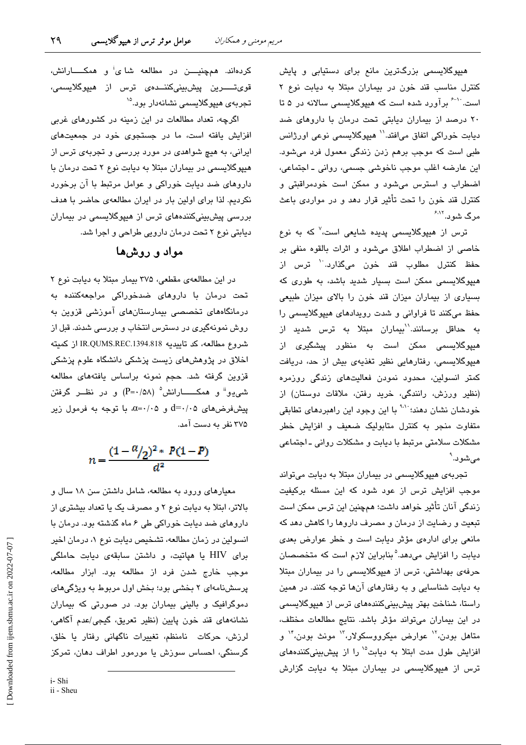هیپوگلایسمی بزرگ‌ترین مانع برای دستیابی و پایش کنترل مناسب قند خون در بیماران مبتلا به دیابت نوع ۲ است.[۱۰-۶] برآورد شده است که هیپوگلایسمی سالانه در ۵ تا ۲۰ درصد از بیماران دیابتی تحت درمان با داروهای ضد دیابت خوراکی اتفاق می‌افتد.[۱۱] هیپوگلایسمی نوعی اورژانس طبی است که موجب برهم زدن زندگی معمول فرد می‌شود. این عارضه اغلب موجب ناخوشی جسمی، روانی ـ اجتماعی، اضطراب و استرس می‌شود و ممکن است خودمراقبتی و کنترل قند خون را تحت تأثیر قرار دهد و در مواردی باعث مرگ شود.[۶،۱۲]

ترس از هیپوگلایسمی پدیده شایعی است،[۷] که به نوع خاصی از اضطراب اطلاق می‌شود و اثرات بالقوه منفی بر حفظ کنترل مطلوب قند خون می‌گذارد.[۱۰] ترس از هیپوگلایسمی ممکن است بسیار شدید باشد، به طوری که بسیاری از بیماران میزان قند خون را بالای میزان طبیعی حفظ می‌کنند تا فراوانی و شدت رویدادهای هیپوگلایسمی را به حداقل برسانند.[۱۱]بیماران مبتلا به ترس شدید از هیپوگلایسمی ممکن است به منظور پیشگیری از هیپوگلایسمی، رفتارهایی نظیر تغذیه‌ی بیش از حد، دریافت کمتر انسولین، محدود نمودن فعالیت‌های زندگی روزمره (نظیر ورزش، رانندگی، خرید رفتن، ملاقات دوستان) از خودشان نشان دهند؛[۹،۱۰] با این وجود این راهبردهای تطابقی متفاوت منجر به کنترل متابولیک ضعیف و افزایش خطر مشکلات سلامتی مرتبط با دیابت و مشکلات روانی ـ اجتماعی می‌شود.[۹]

تجربه‌ی هیپوگلایسمی در بیماران مبتلا به دیابت می‌تواند موجب افزایش ترس از عود شود که این مسئله برکیفیت زندگی آنان تأثیر خواهد داشت؛ همچنین این ترس ممکن است تبعیت و رضایت از درمان و مصرف داروها را کاهش دهد که مانعی برای اداره‌ی مؤثر دیابت است و خطر عوارض بعدی دیابت را افزایش می‌دهد.[۵] بنابراین لازم است که متخصصان حرفه‌ی بهداشتی، ترس از هیپوگلایسمی را در بیماران مبتلا به دیابت شناسایی و به رفتارهای آن‌ها توجه کنند. در همین راستا، شناخت بهتر پیش‌بینی‌کننده‌های ترس از هیپوگلایسمی در این بیماران می‌تواند مؤثر باشد. نتایج مطالعات مختلف، متاهل بودن،[۱۲] عوارض میکرووسکولار،[۱۳] مونث بودن،[۱۴] و افزایش طول مدت ابتلا به دیابت[۱۵] را از پیش‌بینی‌کننده‌های ترس از هیپوگلایسمی در بیماران مبتلا به دیابت گزارش کرده‌اند. همچنین در مطالعه شای[i] و همکارانش، قوی‌ترین پیش‌بینی‌کننده‌ی ترس از هیپوگلایسمی، تجربه‌ی هیپوگلایسمی نشانه‌دار بود.[۱۵]

اگرچه، تعداد مطالعات در این زمینه در کشورهای غربی افزایش یافته است، ما در جستجوی خود در جمعیت‌های ایرانی، به هیچ شواهدی در مورد بررسی و تجربه‌ی ترس از هیپوگلایسمی در بیماران مبتلا به دیابت نوع ۲ تحت درمان با داروهای ضد دیابت خوراکی و عوامل مرتبط با آن برخورد نکردیم. لذا برای اولین بار در ایران مطالعه‌ی حاضر با هدف بررسی پیش‌بینی‌کننده‌های ترس از هیپوگلایسمی در بیماران دیابتی نوع ۲ تحت درمان دارویی طراحی و اجرا شد.

## مواد و روش‌ها

در این مطالعه‌ی مقطعی، ۳۷۵ بیمار مبتلا به دیابت نوع ۲ تحت درمان با داروهای ضدخوراکی مراجعه‌کننده به درمانگاه‌های تخصصی بیمارستان‌های آموزشی قزوین به روش نمونه‌گیری در دسترس انتخاب و بررسی شدند. قبل از شروع مطالعه، کد تاییدیه IR.QUMS.REC.1394.818 از کمیته اخلاق در پژوهش‌های زیست پزشکی دانشگاه علوم پزشکی قزوین گرفته شد. حجم نمونه براساس یافته‌های مطالعه شی‌یو[ii] و همکارانش[۵] ($P=0/58$) و در نظر گرفتن پیش‌فرض‌های $d=0/05$ و $\alpha=0/05$، با توجه به فرمول زیر ۳۷۵ نفر به دست آمد.

$$n=\frac{(1-\alpha/2)^2 * P(1-P)}{d^2}$$

معیارهای ورود به مطالعه، شامل داشتن سن ۱۸ سال و بالاتر، ابتلا به دیابت نوع ۲ و مصرف یک یا تعداد بیشتری از داروهای ضد دیابت خوراکی طی ۶ ماه گذشته بود. درمان با انسولین در زمان مطالعه، تشخیص دیابت نوع ۱، درمان اخیر برای HIV یا هپاتیت، و داشتن سابقه‌ی دیابت حاملگی موجب خارج شدن فرد از مطالعه بود. ابزار مطالعه، پرسش‌نامه‌ای ۲ بخشی بود؛ بخش اول مربوط به ویژگی‌های دموگرافیک و بالینی بیماران بود. در صورتی که بیماران نشانه‌های قند خون پایین (نظیر تعریق، گیجی/عدم آگاهی، لرزش، حرکات نامنظم، تغییرات ناگهانی رفتار یا خلق، گرسنگی، احساس سوزش یا مورمور اطراف دهان، تمرکز

---

i- Shi
ii - Sheu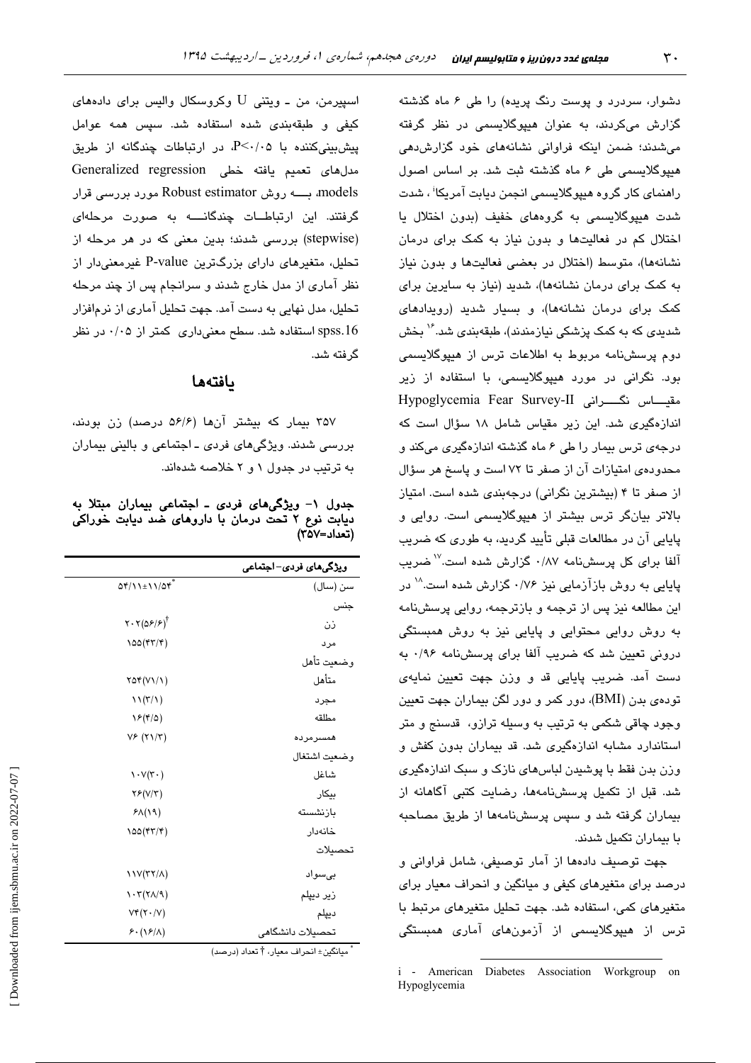دشوار، سردرد و پوست رنگ پریده) را طی ۶ ماه گذشته گزارش می‌کردند، به عنوان هیپوگلایسمی در نظر گرفته می‌شدند؛ ضمن اینکه فراوانی نشانه‌های خود گزارش‌دهی هیپوگلایسمی طی ۶ ماه گذشته ثبت شد. بر اساس اصول راهنمای کار گروه هیپوگلایسمی انجمن دیابت آمریکا[i]، شدت شدت هیپوگلایسمی به گروه‌های خفیف (بدون اختلال یا اختلال کم در فعالیت‌ها و بدون نیاز به کمک برای درمان نشانه‌ها)، متوسط (اختلال در بعضی فعالیت‌ها و بدون نیاز به کمک برای درمان نشانه‌ها)، شدید (نیاز به سایرین برای کمک برای درمان نشانه‌ها)، و بسیار شدید (رویدادهای شدیدی که به کمک پزشکی نیازمندند)، طبقه‌بندی شد.[16] بخش دوم پرسش‌نامه مربوط به اطلاعات ترس از هیپوگلایسمی بود. نگرانی در مورد هیپوگلایسمی، با استفاده از زیر مقیاس نگرانی Hypoglycemia Fear Survey-II اندازه‌گیری شد. این زیر مقیاس شامل ۱۸ سؤال است که درجه‌ی ترس بیمار را طی ۶ ماه گذشته اندازه‌گیری می‌کند و محدوده‌ی امتیازات آن از صفر تا ۷۲ است و پاسخ هر سؤال از صفر تا ۴ (بیشترین نگرانی) درجه‌بندی شده است. امتیاز بالاتر بیان‌گر ترس بیشتر از هیپوگلایسمی است. روایی و پایایی آن در مطالعات قبلی تأیید گردید، به طوری که ضریب آلفا برای کل پرسش‌نامه ۰/۸۷ گزارش شده است.[17] ضریب پایایی به روش بازآزمایی نیز ۰/۷۶ گزارش شده است.[18] در این مطالعه نیز پس از ترجمه و بازترجمه، روایی پرسش‌نامه به روش روایی محتوایی و پایایی نیز به روش همبستگی درونی تعیین شد که ضریب آلفا برای پرسش‌نامه ۰/۹۶ به دست آمد. ضریب پایایی قد و وزن جهت تعیین نمایه‌ی توده‌ی بدن (BMI)، دور کمر و دور لگن بیماران جهت تعیین وجود چاقی شکمی به ترتیب به وسیله ترازو، قدسنج و متر استاندارد مشابه اندازه‌گیری شد. قد بیماران بدون کفش و وزن بدن فقط با پوشیدن لباس‌های نازک و سبک اندازه‌گیری شد. قبل از تکمیل پرسش‌نامه‌ها، رضایت کتبی آگاهانه از بیماران گرفته شد و سپس پرسش‌نامه‌ها از طریق مصاحبه با بیماران تکمیل شدند.

جهت توصیف داده‌ها از آمار توصیفی، شامل فراوانی و درصد برای متغیرهای کیفی و میانگین و انحراف معیار برای متغیرهای کمی، استفاده شد. جهت تحلیل متغیرهای مرتبط با ترس از هیپوگلایسمی از آزمون‌های آماری همبستگی اسپیرمن، من ـ ویتنی U وکروسکال والیس برای داده‌های کیفی و طبقه‌بندی شده استفاده شد. سپس همه عوامل پیش‌بینی‌کننده با $P<0.05$، در ارتباطات چندگانه از طریق مدل‌های تعمیم یافته خطی Generalized regression models، به روش Robust estimator مورد بررسی قرار گرفتند. این ارتباطات چندگانه به صورت مرحله‌ای (stepwise) بررسی شدند؛ بدین معنی که در هر مرحله از تحلیل، متغیرهای دارای بزرگترین P-value غیرمعنی‌دار از نظر آماری از مدل خارج شدند و سرانجام پس از چند مرحله تحلیل، مدل نهایی به دست آمد. جهت تحلیل آماری از نرم‌افزار spss.16 استفاده شد. سطح معنی‌داری کمتر از ۰/۰۵ در نظر گرفته شد.

## یافته‌ها

۳۵۷ بیمار که بیشتر آن‌ها (۵۶/۶ درصد) زن بودند، بررسی شدند. ویژگی‌های فردی ـ اجتماعی و بالینی بیماران به ترتیب در جدول ۱ و ۲ خلاصه شده‌اند.

**جدول ۱- ویژگی‌های فردی ـ اجتماعی بیماران مبتلا به دیابت نوع ۲ تحت درمان با داروهای ضد دیابت خوراکی (تعداد=۳۵۷)**

| ویژگی‌های فردی- اجتماعی | |
|---|---|
| سن (سال) | ۵۴/۱۱±۱۱/۵۴* |
| جنس | |
| زن | ۲۰۲(۵۶/۶)† |
| مرد | ۱۵۵(۴۳/۴) |
| وضعیت تأهل | |
| متأهل | ۲۵۴(۷۱/۱) |
| مجرد | ۱۱(۳/۱) |
| مطلقه | ۱۶(۴/۵) |
| همسرمرده | ۷۶ (۲۱/۳) |
| وضعیت اشتغال | |
| شاغل | ۱۰۷(۳۰) |
| بیکار | ۲۶(۷/۳) |
| بازنشسته | ۶۸(۱۹) |
| خانه‌دار | ۱۵۵(۴۳/۴) |
| تحصیلات | |
| بی‌سواد | ۱۱۷(۳۲/۸) |
| زیر دیپلم | ۱۰۳(۲۸/۹) |
| دیپلم | ۷۴(۲۰/۷) |
| تحصیلات دانشگاهی | ۶۰(۱۶/۸) |

* میانگین± انحراف معیار، † تعداد (درصد)

i - American Diabetes Association Workgroup on Hypoglycemia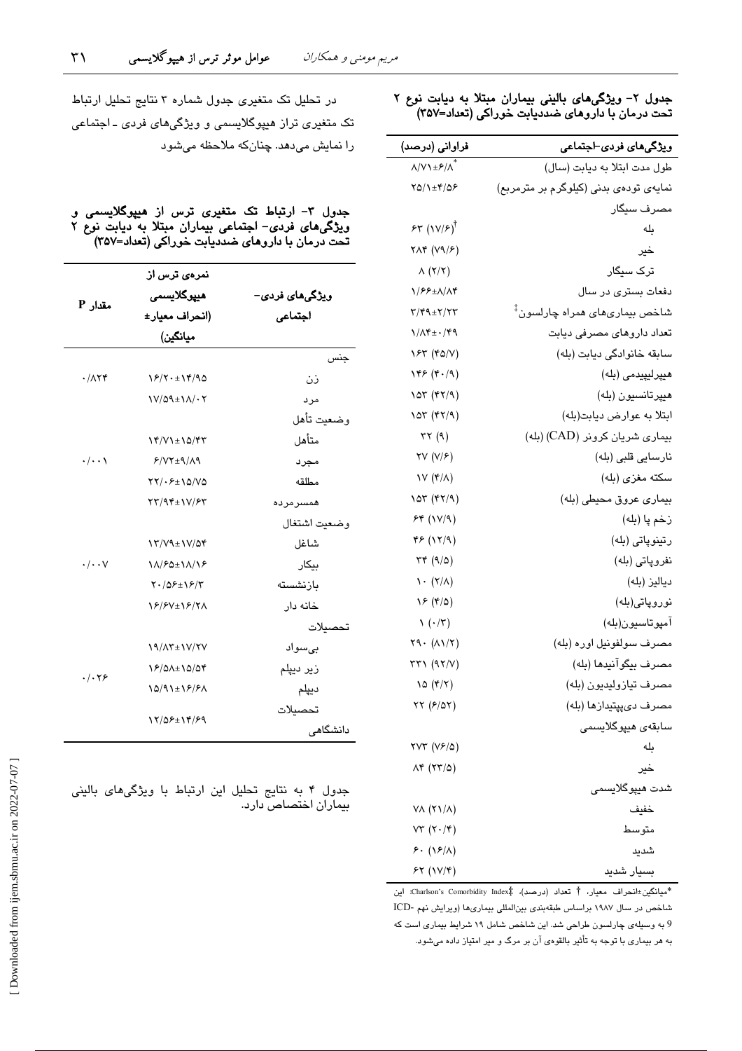**جدول ۲- ویژگی‌های بالینی بیماران مبتلا به دیابت نوع ۲ تحت درمان با داروهای ضددیابت خوراکی (تعداد=۳۵۷)**

| ویژگی‌های فردی-اجتماعی | فراوانی (درصد) |
|---|---|
| طول مدت ابتلا به دیابت (سال) | ۸/۷۱±۶/۸* |
| نمایه‌ی توده‌ی بدنی (کیلوگرم بر مترمربع) | ۲۵/۱±۴/۵۶ |
| مصرف سیگار | |
| بله | ۶۳ (۱۷/۶)† |
| خیر | ۲۸۴ (۷۹/۶) |
| ترک سیگار | ۸ (۲/۲) |
| دفعات بستری در سال | ۱/۶۶±۸/۸۴ |
| شاخص بیماری‌های همراه چارلسون‡ | ۳/۴۹±۲/۲۳ |
| تعداد داروهای مصرفی دیابت | ۱/۸۴±۰/۴۹ |
| سابقه خانوادگی دیابت (بله) | ۱۶۳ (۴۵/۷) |
| هیپرلیپیدمی (بله) | ۱۴۶ (۴۰/۹) |
| هیپرتانسیون (بله) | ۱۵۳ (۴۲/۹) |
| ابتلا به عوارض دیابت(بله) | ۱۵۳ (۴۲/۹) |
| بیماری شریان کرونر (CAD) (بله) | ۳۲ (۹) |
| نارسایی قلبی (بله) | ۲۷ (۷/۶) |
| سکته مغزی (بله) | ۱۷ (۴/۸) |
| بیماری عروق محیطی (بله) | ۱۵۳ (۴۲/۹) |
| زخم پا (بله) | ۶۴ (۱۷/۹) |
| رتینوپاتی (بله) | ۴۶ (۱۲/۹) |
| نفروپاتی (بله) | ۳۴ (۹/۵) |
| دیالیز (بله) | ۱۰ (۲/۸) |
| نوروپاتی(بله) | ۱۶ (۴/۵) |
| آمپوتاسیون(بله) | ۱ (۰/۳) |
| مصرف سولفونیل اوره (بله) | ۲۹۰ (۸۱/۲) |
| مصرف بیگوآنیدها (بله) | ۳۳۱ (۹۲/۷) |
| مصرف تیازولیدیون (بله) | ۱۵ (۴/۲) |
| مصرف دی‌پپتیدازها (بله) | ۲۲ (۶/۵۲) |
| سابقه‌ی هیپوگلایسمی | |
| بله | ۲۷۳ (۷۶/۵) |
| خیر | ۸۴ (۲۳/۵) |
| شدت هیپوگلایسمی | |
| خفیف | ۷۸ (۲۱/۸) |
| متوسط | ۷۳ (۲۰/۴) |
| شدید | ۶۰ (۱۶/۸) |
| بسیار شدید | ۶۲ (۱۷/۴) |

*میانگین±انحراف معیار، † تعداد (درصد)، ‡Charlson's Comorbidity Index: این شاخص در سال ۱۹۸۷ براساس طبقه‌بندی بین‌المللی بیماری‌ها (ویرایش نهم ICD-9 به وسیله‌ی چارلسون طراحی شد. این شاخص شامل ۱۹ شرایط بیماری است که به هر بیماری با توجه به تأثیر بالقوه‌ی آن بر مرگ و میر امتیاز داده می‌شود.

در تحلیل تک متغیری جدول شماره ۳ نتایج تحلیل ارتباط تک متغیری تراز هیپوگلایسمی و ویژگی‌های فردی ـ اجتماعی را نمایش می‌دهد. چنان‌که ملاحظه می‌شود

**جدول ۳- ارتباط تک متغیری ترس از هیپوگلایسمی و ویژگی‌های فردی- اجتماعی بیماران مبتلا به دیابت نوع ۲ تحت درمان با داروهای ضددیابت خوراکی (تعداد=۳۵۷)**

| ویژگی‌های فردی-اجتماعی | نمره‌ی ترس از هیپوگلایسمی (انحراف معیار± میانگین) | مقدار P |
|---|---|---|
| جنس | | |
| زن | ۱۶/۲۰±۱۴/۹۵ | ۰/۸۲۴ |
| مرد | ۱۷/۵۹±۱۸/۰۲ | |
| وضعیت تأهل | | |
| متأهل | ۱۴/۷۱±۱۵/۴۳ | ۰/۰۰۱ |
| مجرد | ۶/۷۲±۹/۸۹ | |
| مطلقه | ۲۲/۰۶±۱۵/۷۵ | |
| همسرمرده | ۲۳/۹۴±۱۷/۶۳ | |
| وضعیت اشتغال | | |
| شاغل | ۱۳/۷۹±۱۷/۵۴ | ۰/۰۰۷ |
| بیکار | ۱۸/۶۵±۱۸/۱۶ | |
| بازنشسته | ۲۰/۵۶±۱۶/۳ | |
| خانه دار | ۱۶/۶۷±۱۶/۲۸ | |
| تحصیلات | | |
| بی‌سواد | ۱۹/۸۳±۱۷/۲۷ | ۰/۰۲۶ |
| زیر دیپلم | ۱۶/۵۸±۱۵/۵۴ | |
| دیپلم | ۱۵/۹۱±۱۶/۶۸ | |
| تحصیلات دانشگاهی | ۱۲/۵۶±۱۴/۶۹ | |

جدول ۴ به نتایج تحلیل این ارتباط با ویژگی‌های بالینی بیماران اختصاص دارد.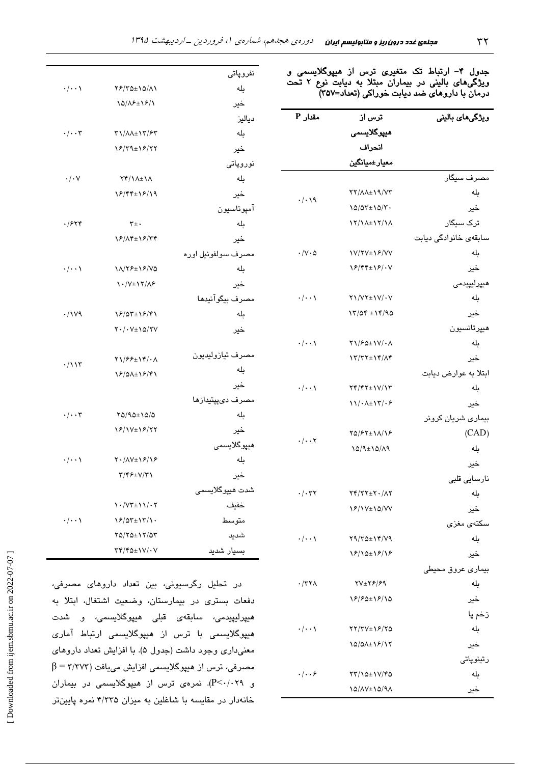جدول ۴- ارتباط تک متغیری ترس از هیپوگلایسمی و ویژگی‌های بالینی در بیماران مبتلا به دیابت نوع ۲ تحت درمان با داروهای ضد دیابت خوراکی (تعداد=۳۵۷)

| ویژگی‌های بالینی | ترس از هیپوگلایسمی انحراف معیار±میانگین | مقدار P |
|---|---|---|
| مصرف سیگار | | |
| بله | ۲۲/۸۸±۱۹/۷۳ | ۰/۰۱۹ |
| خیر | ۱۵/۵۳±۱۵/۳۰ | |
| ترک سیگار | ۱۲/۱۸±۱۲/۱۸ | |
| سابقه‌ی خانوادگی دیابت | | |
| بله | ۱۷/۲۷±۱۶/۷۷ | ۰/۷۰۵ |
| خیر | ۱۶/۴۴±۱۶/۰۷ | |
| هیپرلیپیدمی | | |
| بله | ۲۱/۷۲±۱۷/۰۷ | ۰/۰۰۱ |
| خیر | ۱۳/۵۴ ±۱۴/۹۵ | |
| هیپرتانسیون | | |
| بله | ۲۱/۶۵±۱۷/۰۸ | ۰/۰۰۱ |
| خیر | ۱۳/۳۲±۱۴/۸۴ | |
| ابتلا به عوارض دیابت | | |
| بله | ۲۴/۴۲±۱۷/۱۳ | ۰/۰۰۱ |
| خیر | ۱۱/۰۸±۱۳/۰۶ | |
| بیماری شریان کرونر (CAD) | | |
| بله | ۲۵/۶۲±۱۸/۱۶ | ۰/۰۰۲ |
| خیر | ۱۵/۹±۱۵/۸۹ | |
| نارسایی قلبی | | |
| بله | ۲۴/۲۲±۲۰/۸۲ | ۰/۰۳۲ |
| خیر | ۱۶/۱۷±۱۵/۷۷ | |
| سکته‌ی مغزی | | |
| بله | ۲۹/۳۵±۱۴/۷۹ | ۰/۰۰۱ |
| خیر | ۱۶/۱۵±۱۶/۱۶ | |
| بیماری عروق محیطی | | |
| بله | ۲۷±۲۶/۶۹ | ۰/۳۲۸ |
| خیر | ۱۶/۶۵±۱۶/۱۵ | |
| زخم پا | | |
| بله | ۲۲/۳۷±۱۶/۲۵ | ۰/۰۰۱ |
| خیر | ۱۵/۵۸±۱۶/۱۲ | |
| رتینوپاتی | | |
| بله | ۲۳/۱۵±۱۷/۴۵ | ۰/۰۰۶ |
| خیر | ۱۵/۸۷±۱۵/۹۸ | |
| نفروپاتی | | |
| بله | ۲۶/۳۵±۱۵/۸۱ | ۰/۰۰۱ |
| خیر | ۱۵/۸۶±۱۶/۱ | |
| دیالیز | | |
| بله | ۳۱/۸۸±۱۳/۶۳ | ۰/۰۰۳ |
| خیر | ۱۶/۳۹±۱۶/۲۲ | |
| نوروپاتی | | |
| بله | ۲۴/۱۸±۱۸ | ۰/۰۷ |
| خیر | ۱۶/۴۴±۱۶/۱۹ | |
| آمپوتاسیون | | |
| بله | ۳±۰ | ۰/۶۲۴ |
| خیر | ۱۶/۸۴±۱۶/۳۴ | |
| مصرف سولفونیل اوره | | |
| بله | ۱۸/۲۶±۱۶/۷۵ | ۰/۰۰۱ |
| خیر | ۱۰/۷±۱۲/۸۶ | |
| مصرف بیگوآنیدها | | |
| بله | ۱۶/۵۳±۱۶/۴۱ | ۰/۱۷۹ |
| خیر | ۲۰/۰۷±۱۵/۲۷ | |
| مصرف تیازولیدیون | | |
| بله | ۲۱/۶۶±۱۴/۰۸ | ۰/۱۱۳ |
| خیر | ۱۶/۵۸±۱۶/۴۱ | |
| مصرف دی‌پپتیدازها | | |
| بله | ۲۵/۹۵±۱۵/۵ | ۰/۰۰۳ |
| خیر | ۱۶/۱۷±۱۶/۲۲ | |
| هیپوگلایسمی | | |
| بله | ۲۰/۸۷±۱۶/۱۶ | ۰/۰۰۱ |
| خیر | ۳/۴۶±۷/۳۱ | |
| شدت هیپوگلایسمی | | |
| خفیف | ۱۰/۷۳±۱۱/۰۲ | ۰/۰۰۱ |
| متوسط | ۱۶/۵۳±۱۳/۱۰ | |
| شدید | ۲۵/۲۵±۱۲/۵۳ | |
| بسیار شدید | ۳۴/۴۵±۱۷/۰۷ | |

در تحلیل رگرسیونی، بین تعداد داروهای مصرفی، دفعات بستری در بیمارستان، وضعیت اشتغال، ابتلا به هیپرلیپیدمی، سابقه‌ی قبلی هیپوگلایسمی، و شدت هیپوگلایسمی با ترس از هیپوگلایسمی ارتباط آماری معنی‌داری وجود داشت (جدول ۵). با افزایش تعداد داروهای مصرفی، ترس از هیپوگلایسمی افزایش می‌یافت ($\beta = ۳/۳۷۳$ و $P<۰/۰۲۹$). نمره‌ی ترس از هیپوگلایسمی در بیماران خانه‌دار در مقایسه با شاغلین به میزان ۴/۳۳۵ نمره پایین‌تر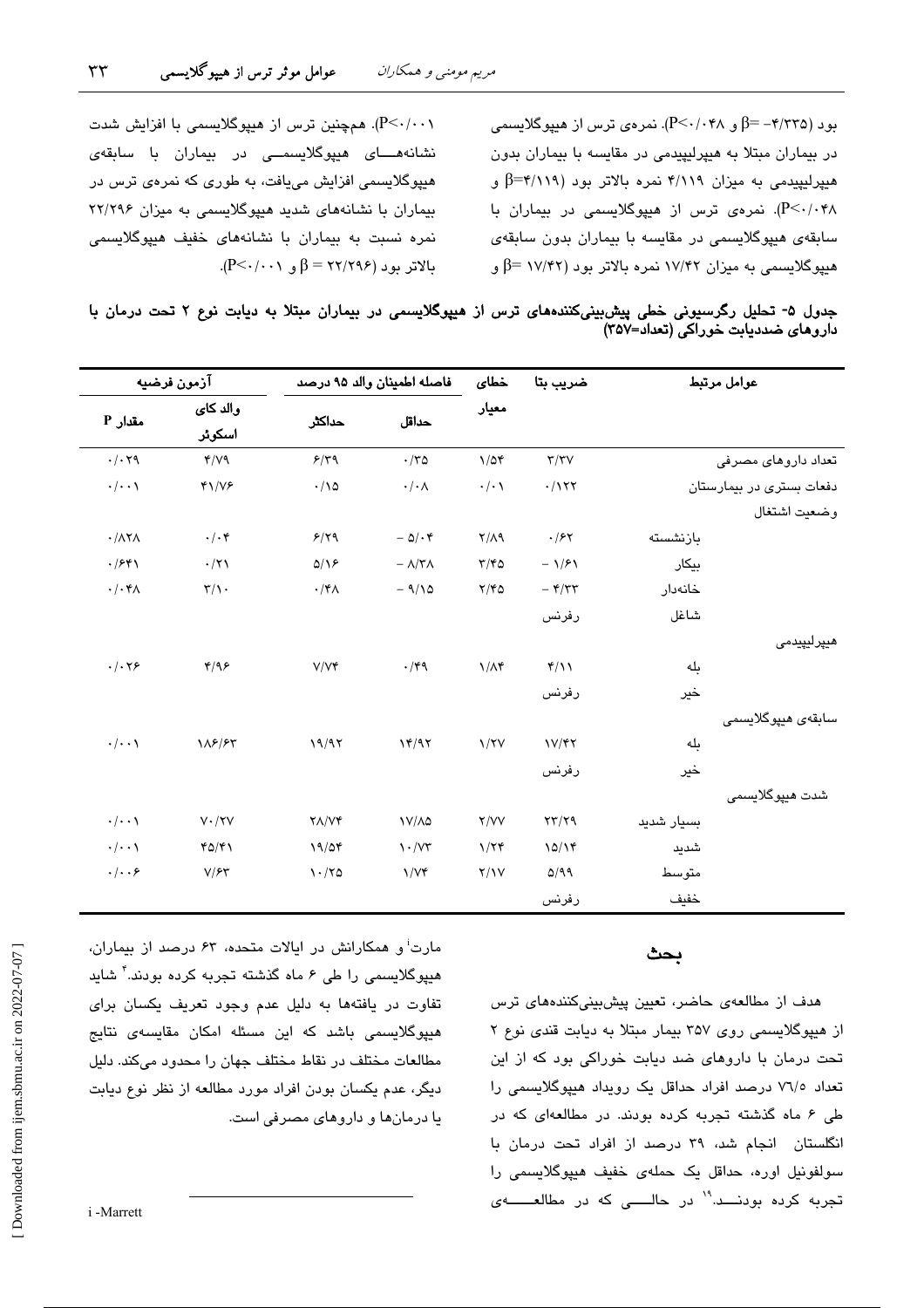بود (β= -۴/۳۳۵ و P<۰/۰۴۸). نمره‌ی ترس از هیپوگلایسمی در بیماران مبتلا به هیپرلیپیدمی در مقایسه با بیماران بدون هیپرلیپیدمی به میزان ۴/۱۱۹ نمره بالاتر بود (β=۴/۱۱۹ و P<۰/۰۴۸). نمره‌ی ترس از هیپوگلایسمی در بیماران با سابقه‌ی هیپوگلایسمی در مقایسه با بیماران بدون سابقه‌ی هیپوگلایسمی به میزان ۱۷/۴۲ نمره بالاتر بود (β= ۱۷/۴۲ و P<۰/۰۰۱). همچنین ترس از هیپوگلایسمی با افزایش شدت نشانه‌های هیپوگلایسمی در بیماران با سابقه‌ی هیپوگلایسمی افزایش می‌یافت، به طوری که نمره‌ی ترس در بیماران با نشانه‌های شدید هیپوگلایسمی به میزان ۲۲/۲۹۶ نمره نسبت به بیماران با نشانه‌های خفیف هیپوگلایسمی بالاتر بود (β = ۲۲/۲۹۶ و P<۰/۰۰۱).

**جدول ۵- تحلیل رگرسیونی خطی پیش‌بینی‌کننده‌های ترس از هیپوگلایسمی در بیماران مبتلا به دیابت نوع ۲ تحت درمان با داروهای ضددیابت خوراکی (تعداد=۳۵۷)**

| عوامل مرتبط | | ضریب بتا | خطای معیار | فاصله اطمینان والد ۹۵ درصد | | آزمون فرضیه | |
|---|---|---|---|---|---|---|---|
| | | | | حداقل | حداکثر | والد کای اسکوئر | مقدار P |
| تعداد داروهای مصرفی | | ۳/۳۷ | ۱/۵۴ | ۰/۳۵ | ۶/۳۹ | ۴/۷۹ | ۰/۰۲۹ |
| دفعات بستری در بیمارستان | | ۰/۱۲۲ | ۰/۰۱ | ۰/۰۸ | ۰/۱۵ | ۴۱/۷۶ | ۰/۰۰۱ |
| وضعیت اشتغال | | | | | | | |
| | بازنشسته | ۰/۶۲ | ۲/۸۹ | -۵/۰۴ | ۶/۲۹ | ۰/۰۴ | ۰/۸۲۸ |
| | بیکار | -۱/۶۱ | ۳/۴۵ | -۸/۳۸ | ۵/۱۶ | ۰/۲۱ | ۰/۶۴۱ |
| | خانه‌دار | -۴/۳۳ | ۲/۴۵ | -۹/۱۵ | ۰/۴۸ | ۳/۱۰ | ۰/۰۴۸ |
| | شاغل | رفرنس | | | | | |
| هیپرلیپیدمی | | | | | | | |
| | بله | ۴/۱۱ | ۱/۸۴ | ۰/۴۹ | ۷/۷۴ | ۴/۹۶ | ۰/۰۲۶ |
| | خیر | رفرنس | | | | | |
| سابقه‌ی هیپوگلایسمی | | | | | | | |
| | بله | ۱۷/۴۲ | ۱/۲۷ | ۱۴/۹۲ | ۱۹/۹۲ | ۱۸۶/۶۳ | ۰/۰۰۱ |
| | خیر | رفرنس | | | | | |
| شدت هیپوگلایسمی | | | | | | | |
| | بسیار شدید | ۲۳/۲۹ | ۲/۷۷ | ۱۷/۸۵ | ۲۸/۷۴ | ۷۰/۲۷ | ۰/۰۰۱ |
| | شدید | ۱۵/۱۴ | ۱/۲۴ | ۱۰/۷۳ | ۱۹/۵۴ | ۴۵/۴۱ | ۰/۰۰۱ |
| | متوسط | ۵/۹۹ | ۲/۱۷ | ۱/۷۴ | ۱۰/۲۵ | ۷/۶۳ | ۰/۰۰۶ |
| | خفیف | رفرنس | | | | | |

## بحث

هدف از مطالعه‌ی حاضر، تعیین پیش‌بینی‌کننده‌های ترس از هیپوگلایسمی روی ۳۵۷ بیمار مبتلا به دیابت قندی نوع ۲ تحت درمان با داروهای ضد دیابت خوراکی بود که از این تعداد ۷۶/۵ درصد افراد حداقل یک رویداد هیپوگلایسمی را طی ۶ ماه گذشته تجربه کرده بودند. در مطالعه‌ای که در انگلستان انجام شد، ۳۹ درصد از افراد تحت درمان با سولفونیل اوره، حداقل یک حمله‌ی خفیف هیپوگلایسمی را تجربه کرده بودند.[۱۹] در حالی که در مطالعه‌ی مارت[i] و همکارانش در ایالات متحده، ۶۳ درصد از بیماران، هیپوگلایسمی را طی ۶ ماه گذشته تجربه کرده بودند.[۴] شاید تفاوت در یافته‌ها به دلیل عدم وجود تعریف یکسان برای هیپوگلایسمی باشد که این مسئله امکان مقایسه‌ی نتایج مطالعات مختلف در نقاط مختلف جهان را محدود می‌کند. دلیل دیگر، عدم یکسان بودن افراد مورد مطالعه از نظر نوع دیابت یا درمان‌ها و داروهای مصرفی است.

i -Marrett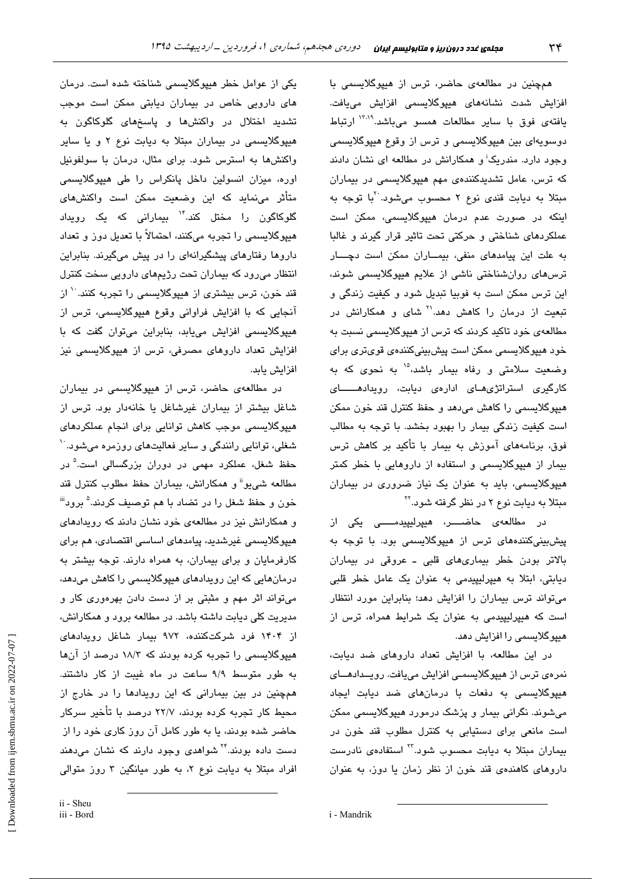همچنین در مطالعه‌ی حاضر، ترس از هیپوگلایسمی با افزایش شدت نشانه‌های هیپوگلایسمی افزایش می‌یافت. یافته‌ی فوق با سایر مطالعات همسو می‌باشد.[13,19] ارتباط دوسویه‌ای بین هیپوگلایسمی و ترس از وقوع هیپوگلایسمی وجود دارد. مندریک[i] و همکارانش در مطالعه ای نشان دادند که ترس، عامل تشدیدکننده‌ی مهم هیپوگلایسمی در بیماران مبتلا به دیابت قندی نوع ۲ محسوب می‌شود.[20] با توجه به اینکه در صورت عدم درمان هیپوگلایسمی، ممکن است عملکردهای شناختی و حرکتی تحت تاثیر قرار گیرند و غالبا به علت این پیامدهای منفی، بیماران ممکن است دچار ترس‌های روان‌شناختی ناشی از علایم هیپوگلایسمی شوند، این ترس ممکن است به فوبیا تبدیل شود و کیفیت زندگی و تبعیت از درمان را کاهش دهد.[21] شای و همکارانش در مطالعه‌ی خود تاکید کردند که ترس از هیپوگلایسمی نسبت به خود هیپوگلایسمی ممکن است پیش‌بینی‌کننده‌ی قوی‌تری برای وضعیت سلامتی و رفاه بیمار باشد،[15] به نحوی که به کارگیری استراتژی‌های اداره‌ی دیابت، رویدادهای هیپوگلایسمی را کاهش می‌دهد و حفظ کنترل قند خون ممکن است کیفیت زندگی بیمار را بهبود بخشد. با توجه به مطالب فوق، برنامه‌های آموزش به بیمار با تأکید بر کاهش ترس بیمار از هیپوگلایسمی و استفاده از داروهایی با خطر کمتر هیپوگلایسمی، باید به عنوان یک نیاز ضروری در بیماران مبتلا به دیابت نوع ۲ در نظر گرفته شود.[22]

در مطالعه‌ی حاضر، هیپرلیپیدمی یکی از پیش‌بینی‌کننده‌های ترس از هیپوگلایسمی بود. با توجه به بالاتر بودن خطر بیماری‌های قلبی ـ عروقی در بیماران دیابتی، ابتلا به هیپرلیپیدمی به عنوان یک عامل خطر قلبی می‌تواند ترس بیماران را افزایش دهد؛ بنابراین مورد انتظار است که هیپرلیپیدمی به عنوان یک شرایط همراه، ترس از هیپوگلایسمی را افزایش دهد.

در این مطالعه، با افزایش تعداد داروهای ضد دیابت، نمره‌ی ترس از هیپوگلایسمی افزایش می‌یافت. رویدادهای هیپوگلایسمی به دفعات با درمان‌های ضد دیابت ایجاد می‌شوند. نگرانی بیمار و پزشک درمورد هیپوگلایسمی ممکن است مانعی برای دستیابی به کنترل مطلوب قند خون در بیماران مبتلا به دیابت محسوب شود.[23] استفاده‌ی نادرست داروهای کاهنده‌ی قند خون از نظر زمان یا دوز، به عنوان یکی از عوامل خطر هیپوگلایسمی شناخته شده است. درمان های دارویی خاص در بیماران دیابتی ممکن است موجب تشدید اختلال در واکنش‌ها و پاسخ‌های گلوکاگون به هیپوگلایسمی در بیماران مبتلا به دیابت نوع ۲ و یا سایر واکنش‌ها به استرس شود. برای مثال، درمان با سولفونیل اوره، میزان انسولین داخل پانکراس را طی هیپوگلایسمی متأثر می‌نماید که این وضعیت ممکن است واکنش‌های گلوکاگون را مختل کند.[14] بیمارانی که یک رویداد هیپوگلایسمی را تجربه می‌کنند، احتمالاً با تعدیل دوز و تعداد داروها رفتارهای پیشگیرانه‌ای را در پیش می‌گیرند. بنابراین انتظار می‌رود که بیماران تحت رژیم‌های دارویی سخت کنترل قند خون، ترس بیشتری از هیپوگلایسمی را تجربه کنند.[10] از آنجایی که با افزایش فراوانی وقوع هیپوگلایسمی، ترس از هیپوگلایسمی افزایش می‌یابد، بنابراین می‌توان گفت که با افزایش تعداد داروهای مصرفی، ترس از هیپوگلایسمی نیز افزایش یابد.

در مطالعه‌ی حاضر، ترس از هیپوگلایسمی در بیماران شاغل بیشتر از بیماران غیرشاغل یا خانه‌دار بود. ترس از هیپوگلایسمی موجب کاهش توانایی برای انجام عملکردهای شغلی، توانایی رانندگی و سایر فعالیت‌های روزمره می‌شود.[10] حفظ شغل، عملکرد مهمی در دوران بزرگسالی است.[5] در مطالعه شی‌یو[ii] و همکارانش، بیماران حفظ مطلوب کنترل قند خون و حفظ شغل را در تضاد با هم توصیف کردند.[5] برود[iii] و همکارانش نیز در مطالعه‌ی خود نشان دادند که رویدادهای هیپوگلایسمی غیرشدید، پیامدهای اساسی اقتصادی، هم برای کارفرمایان و برای بیماران، به همراه دارند. توجه بیشتر به درمان‌هایی که این رویدادهای هیپوگلایسمی را کاهش می‌دهد، می‌تواند اثر مهم و مثبتی بر از دست دادن بهره‌وری کار و مدیریت کلی دیابت داشته باشد. در مطالعه برود و همکارانش، از ۱۴۰۴ فرد شرکت‌کننده، ۹۷۲ بیمار شاغل رویدادهای هیپوگلایسمی را تجربه کرده بودند که ۱۸/۳ درصد از آن‌ها به طور متوسط ۹/۹ ساعت در ماه غیبت از کار داشتند. همچنین در بین بیمارانی که این رویدادها را در خارج از محیط کار تجربه کرده بودند، ۲۲/۷ درصد با تأخیر سرکار حاضر شده بودند، یا به طور کامل آن روز کاری خود را از دست داده بودند.[24] شواهدی وجود دارند که نشان می‌دهند افراد مبتلا به دیابت نوع ۲، به طور میانگین ۳ روز متوالی

---

i - Mandrik

ii - Sheu

iii - Bord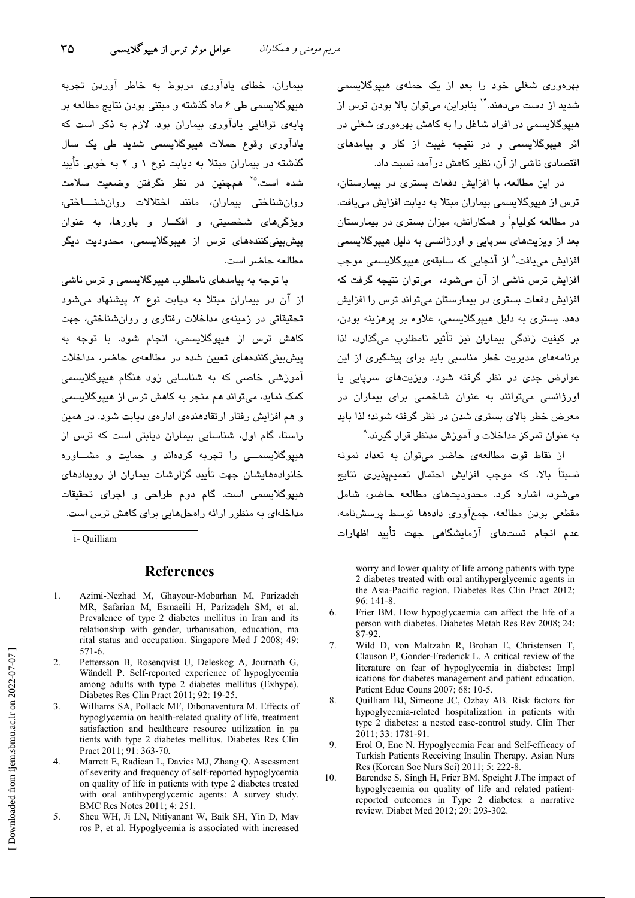بهره‌وری شغلی خود را بعد از یک حمله‌ی هیپوگلایسمی شدید از دست می‌دهند.[۱۴] بنابراین، می‌توان بالا بودن ترس از هیپوگلایسمی در افراد شاغل را به کاهش بهره‌وری شغلی در اثر هیپوگلایسمی و در نتیجه غیبت از کار و پیامدهای اقتصادی ناشی از آن، نظیر کاهش درآمد، نسبت داد.

در این مطالعه، با افزایش دفعات بستری در بیمارستان، ترس از هیپوگلایسمی بیماران مبتلا به دیابت افزایش می‌یافت. در مطالعه کولیام[i] و همکارانش، میزان بستری در بیمارستان بعد از ویزیت‌های سرپایی و اورژانسی به دلیل هیپوگلایسمی افزایش می‌یافت.[۸] از آنجایی که سابقه‌ی هیپوگلایسمی موجب افزایش ترس ناشی از آن می‌شود، می‌توان نتیجه گرفت که افزایش دفعات بستری در بیمارستان می‌تواند ترس را افزایش دهد. بستری به دلیل هیپوگلایسمی، علاوه بر پرهزینه بودن، بر کیفیت زندگی بیماران نیز تأثیر نامطلوب می‌گذارد، لذا برنامه‌های مدیریت خطر مناسبی باید برای پیشگیری از این عوارض جدی در نظر گرفته شود. ویزیت‌های سرپایی یا اورژانسی می‌توانند به عنوان شاخصی برای بیماران در معرض خطر بالای بستری شدن در نظر گرفته شوند؛ لذا باید به عنوان تمرکز مداخلات و آموزش مدنظر قرار گیرند.[۸]

از نقاط قوت مطالعه‌ی حاضر می‌توان به تعداد نمونه نسبتاً بالا، که موجب افزایش احتمال تعمیم‌پذیری نتایج می‌شود، اشاره کرد. محدودیت‌های مطالعه حاضر، شامل مقطعی بودن مطالعه، جمع‌آوری داده‌ها توسط پرسش‌نامه، عدم انجام تست‌های آزمایشگاهی جهت تأیید اظهارات بیماران، خطای یادآوری مربوط به خاطر آوردن تجربه هیپوگلایسمی طی ۶ ماه گذشته و مبتنی بودن نتایج مطالعه بر پایه‌ی توانایی یادآوری بیماران بود. لازم به ذکر است که یادآوری وقوع حملات هیپوگلایسمی شدید طی یک سال گذشته در بیماران مبتلا به دیابت نوع ۱ و ۲ به خوبی تأیید شده است.[۲۵] هم‌چنین در نظر نگرفتن وضعیت سلامت روان‌شناختی بیماران، مانند اختلالات روان‌شناختی، ویژگی‌های شخصیتی، و افکار و باورها، به عنوان پیش‌بینی‌کننده‌های ترس از هیپوگلایسمی، محدودیت دیگر مطالعه حاضر است.

با توجه به پیامدهای نامطلوب هیپوگلایسمی و ترس ناشی از آن در بیماران مبتلا به دیابت نوع ۲، پیشنهاد می‌شود تحقیقاتی در زمینه‌ی مداخلات رفتاری و روان‌شناختی، جهت کاهش ترس از هیپوگلایسمی، انجام شود. با توجه به پیش‌بینی‌کننده‌های تعیین شده در مطالعه‌ی حاضر، مداخلات آموزشی خاصی که به شناسایی زود هنگام هیپوگلایسمی کمک نماید، می‌تواند هم منجر به کاهش ترس از هیپوگلایسمی و هم افزایش رفتار ارتقادهنده‌ی اداره‌ی دیابت شود. در همین راستا، گام اول، شناسایی بیماران دیابتی است که ترس از هیپوگلایسمی را تجربه کرده‌اند و حمایت و مشاوره خانواده‌هایشان جهت تأیید گزارشات بیماران از رویدادهای هیپوگلایسمی است. گام دوم طراحی و اجرای تحقیقات مداخله‌ای به منظور ارائه راه‌حل‌هایی برای کاهش ترس است.

i- Quilliam

## References

1. Azimi-Nezhad M, Ghayour-Mobarhan M, Parizadeh MR, Safarian M, Esmaeili H, Parizadeh SM, et al. Prevalence of type 2 diabetes mellitus in Iran and its relationship with gender, urbanisation, education, marital status and occupation. Singapore Med J 2008; 49: 571-6.
2. Pettersson B, Rosenqvist U, Deleskog A, Journath G, Wändell P. Self-reported experience of hypoglycemia among adults with type 2 diabetes mellitus (Exhype). Diabetes Res Clin Pract 2011; 92: 19-25.
3. Williams SA, Pollack MF, Dibonaventura M. Effects of hypoglycemia on health-related quality of life, treatment satisfaction and healthcare resource utilization in patients with type 2 diabetes mellitus. Diabetes Res Clin Pract 2011; 91: 363-70.
4. Marrett E, Radican L, Davies MJ, Zhang Q. Assessment of severity and frequency of self-reported hypoglycemia on quality of life in patients with type 2 diabetes treated with oral antihyperglycemic agents: A survey study. BMC Res Notes 2011; 4: 251.
5. Sheu WH, Ji LN, Nitiyanant W, Baik SH, Yin D, Mavros P, et al. Hypoglycemia is associated with increased worry and lower quality of life among patients with type 2 diabetes treated with oral antihyperglycemic agents in the Asia-Pacific region. Diabetes Res Clin Pract 2012; 96: 141-8.
6. Frier BM. How hypoglycaemia can affect the life of a person with diabetes. Diabetes Metab Res Rev 2008; 24: 87-92.
7. Wild D, von Maltzahn R, Brohan E, Christensen T, Clauson P, Gonder-Frederick L. A critical review of the literature on fear of hypoglycemia in diabetes: Implications for diabetes management and patient education. Patient Educ Couns 2007; 68: 10-5.
8. Quilliam BJ, Simeone JC, Ozbay AB. Risk factors for hypoglycemia-related hospitalization in patients with type 2 diabetes: a nested case-control study. Clin Ther 2011; 33: 1781-91.
9. Erol O, Enc N. Hypoglycemia Fear and Self-efficacy of Turkish Patients Receiving Insulin Therapy. Asian Nurs Res (Korean Soc Nurs Sci) 2011; 5: 222-8.
10. Barendse S, Singh H, Frier BM, Speight J.The impact of hypoglycaemia on quality of life and related patient-reported outcomes in Type 2 diabetes: a narrative review. Diabet Med 2012; 29: 293-302.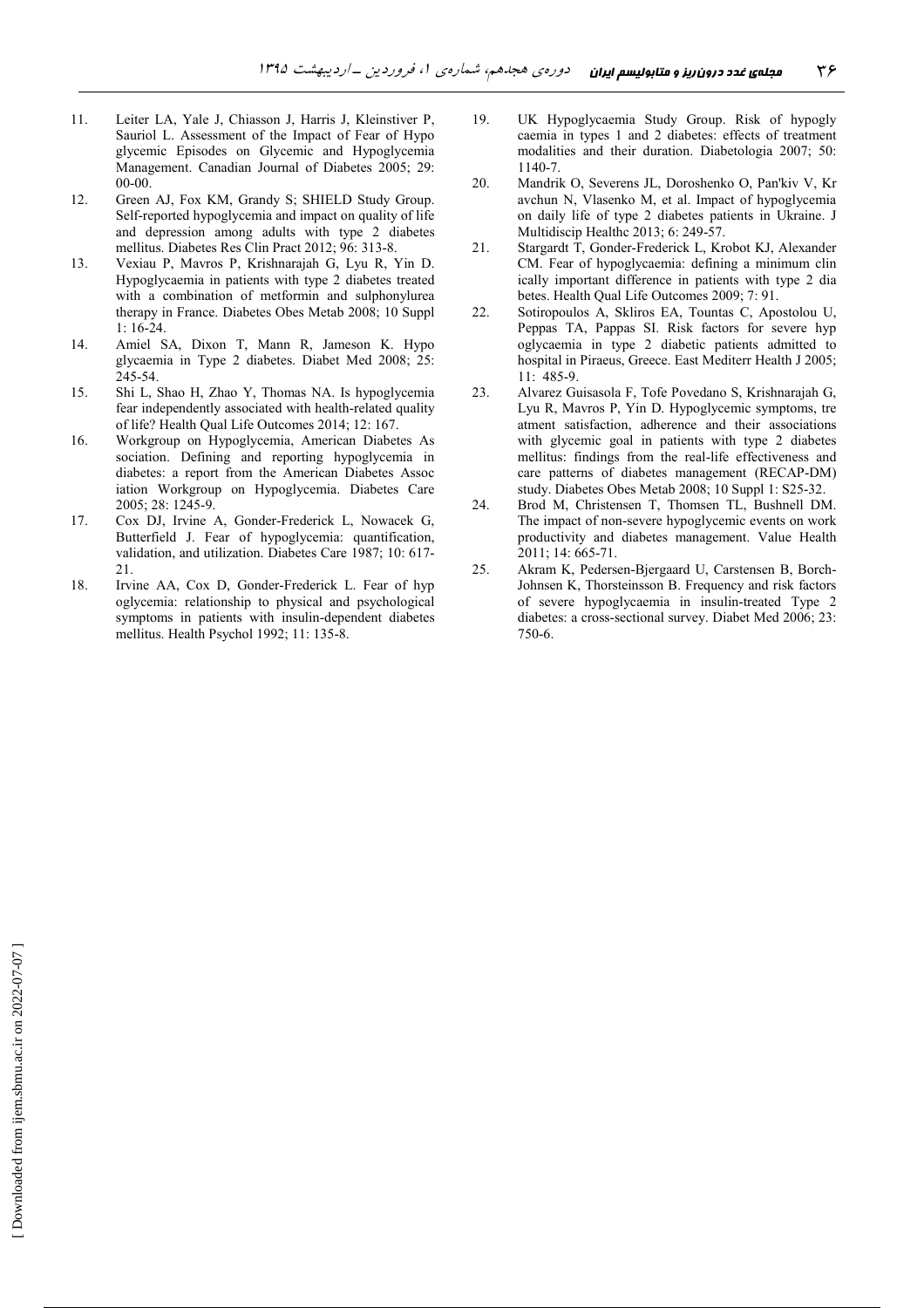11. Leiter LA, Yale J, Chiasson J, Harris J, Kleinstiver P, Sauriol L. Assessment of the Impact of Fear of Hypo glycemic Episodes on Glycemic and Hypoglycemia Management. Canadian Journal of Diabetes 2005; 29: 00-00.
12. Green AJ, Fox KM, Grandy S; SHIELD Study Group. Self-reported hypoglycemia and impact on quality of life and depression among adults with type 2 diabetes mellitus. Diabetes Res Clin Pract 2012; 96: 313-8.
13. Vexiau P, Mavros P, Krishnarajah G, Lyu R, Yin D. Hypoglycaemia in patients with type 2 diabetes treated with a combination of metformin and sulphonylurea therapy in France. Diabetes Obes Metab 2008; 10 Suppl 1: 16-24.
14. Amiel SA, Dixon T, Mann R, Jameson K. Hypo glycaemia in Type 2 diabetes. Diabet Med 2008; 25: 245-54.
15. Shi L, Shao H, Zhao Y, Thomas NA. Is hypoglycemia fear independently associated with health-related quality of life? Health Qual Life Outcomes 2014; 12: 167.
16. Workgroup on Hypoglycemia, American Diabetes As sociation. Defining and reporting hypoglycemia in diabetes: a report from the American Diabetes Assoc iation Workgroup on Hypoglycemia. Diabetes Care 2005; 28: 1245-9.
17. Cox DJ, Irvine A, Gonder-Frederick L, Nowacek G, Butterfield J. Fear of hypoglycemia: quantification, validation, and utilization. Diabetes Care 1987; 10: 617-21.
18. Irvine AA, Cox D, Gonder-Frederick L. Fear of hyp oglycemia: relationship to physical and psychological symptoms in patients with insulin-dependent diabetes mellitus. Health Psychol 1992; 11: 135-8.
19. UK Hypoglycaemia Study Group. Risk of hypogly caemia in types 1 and 2 diabetes: effects of treatment modalities and their duration. Diabetologia 2007; 50: 1140-7.
20. Mandrik O, Severens JL, Doroshenko O, Pan'kiv V, Kr avchun N, Vlasenko M, et al. Impact of hypoglycemia on daily life of type 2 diabetes patients in Ukraine. J Multidiscip Healthc 2013; 6: 249-57.
21. Stargardt T, Gonder-Frederick L, Krobot KJ, Alexander CM. Fear of hypoglycaemia: defining a minimum clin ically important difference in patients with type 2 dia betes. Health Qual Life Outcomes 2009; 7: 91.
22. Sotiropoulos A, Skliros EA, Tountas C, Apostolou U, Peppas TA, Pappas SI. Risk factors for severe hyp oglycaemia in type 2 diabetic patients admitted to hospital in Piraeus, Greece. East Mediterr Health J 2005; 11: 485-9.
23. Alvarez Guisasola F, Tofe Povedano S, Krishnarajah G, Lyu R, Mavros P, Yin D. Hypoglycemic symptoms, tre atment satisfaction, adherence and their associations with glycemic goal in patients with type 2 diabetes mellitus: findings from the real-life effectiveness and care patterns of diabetes management (RECAP-DM) study. Diabetes Obes Metab 2008; 10 Suppl 1: S25-32.
24. Brod M, Christensen T, Thomsen TL, Bushnell DM. The impact of non-severe hypoglycemic events on work productivity and diabetes management. Value Health 2011; 14: 665-71.
25. Akram K, Pedersen-Bjergaard U, Carstensen B, Borch-Johnsen K, Thorsteinsson B. Frequency and risk factors of severe hypoglycaemia in insulin-treated Type 2 diabetes: a cross-sectional survey. Diabet Med 2006; 23: 750-6.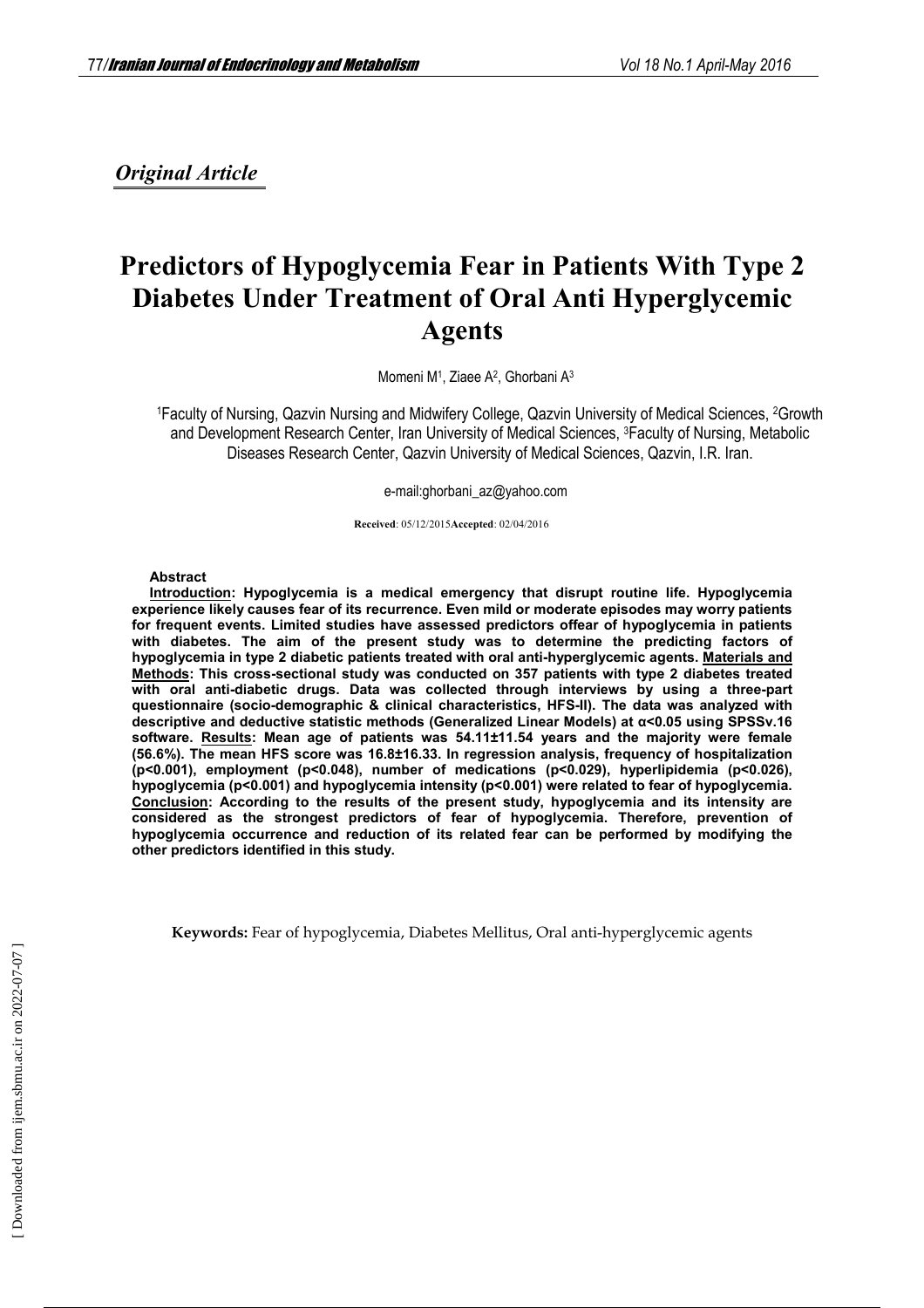*Original Article*

# Predictors of Hypoglycemia Fear in Patients With Type 2 Diabetes Under Treatment of Oral Anti Hyperglycemic Agents

Momeni M[1], Ziaee A[2], Ghorbani A[3]

[1]Faculty of Nursing, Qazvin Nursing and Midwifery College, Qazvin University of Medical Sciences, [2]Growth and Development Research Center, Iran University of Medical Sciences, [3]Faculty of Nursing, Metabolic Diseases Research Center, Qazvin University of Medical Sciences, Qazvin, I.R. Iran.

e-mail:ghorbani_az@yahoo.com

**Received**: 05/12/2015**Accepted**: 02/04/2016

**Abstract**

**Introduction: Hypoglycemia is a medical emergency that disrupt routine life. Hypoglycemia experience likely causes fear of its recurrence. Even mild or moderate episodes may worry patients for frequent events. Limited studies have assessed predictors offear of hypoglycemia in patients with diabetes. The aim of the present study was to determine the predicting factors of hypoglycemia in type 2 diabetic patients treated with oral anti-hyperglycemic agents. Materials and Methods: This cross-sectional study was conducted on 357 patients with type 2 diabetes treated with oral anti-diabetic drugs. Data was collected through interviews by using a three-part questionnaire (socio-demographic & clinical characteristics, HFS-II). The data was analyzed with descriptive and deductive statistic methods (Generalized Linear Models) at α<0.05 using SPSSv.16 software. Results: Mean age of patients was 54.11±11.54 years and the majority were female (56.6%). The mean HFS score was 16.8±16.33. In regression analysis, frequency of hospitalization (p<0.001), employment (p<0.048), number of medications (p<0.029), hyperlipidemia (p<0.026), hypoglycemia (p<0.001) and hypoglycemia intensity (p<0.001) were related to fear of hypoglycemia. Conclusion: According to the results of the present study, hypoglycemia and its intensity are considered as the strongest predictors of fear of hypoglycemia. Therefore, prevention of hypoglycemia occurrence and reduction of its related fear can be performed by modifying the other predictors identified in this study.**

**Keywords:** Fear of hypoglycemia, Diabetes Mellitus, Oral anti-hyperglycemic agents